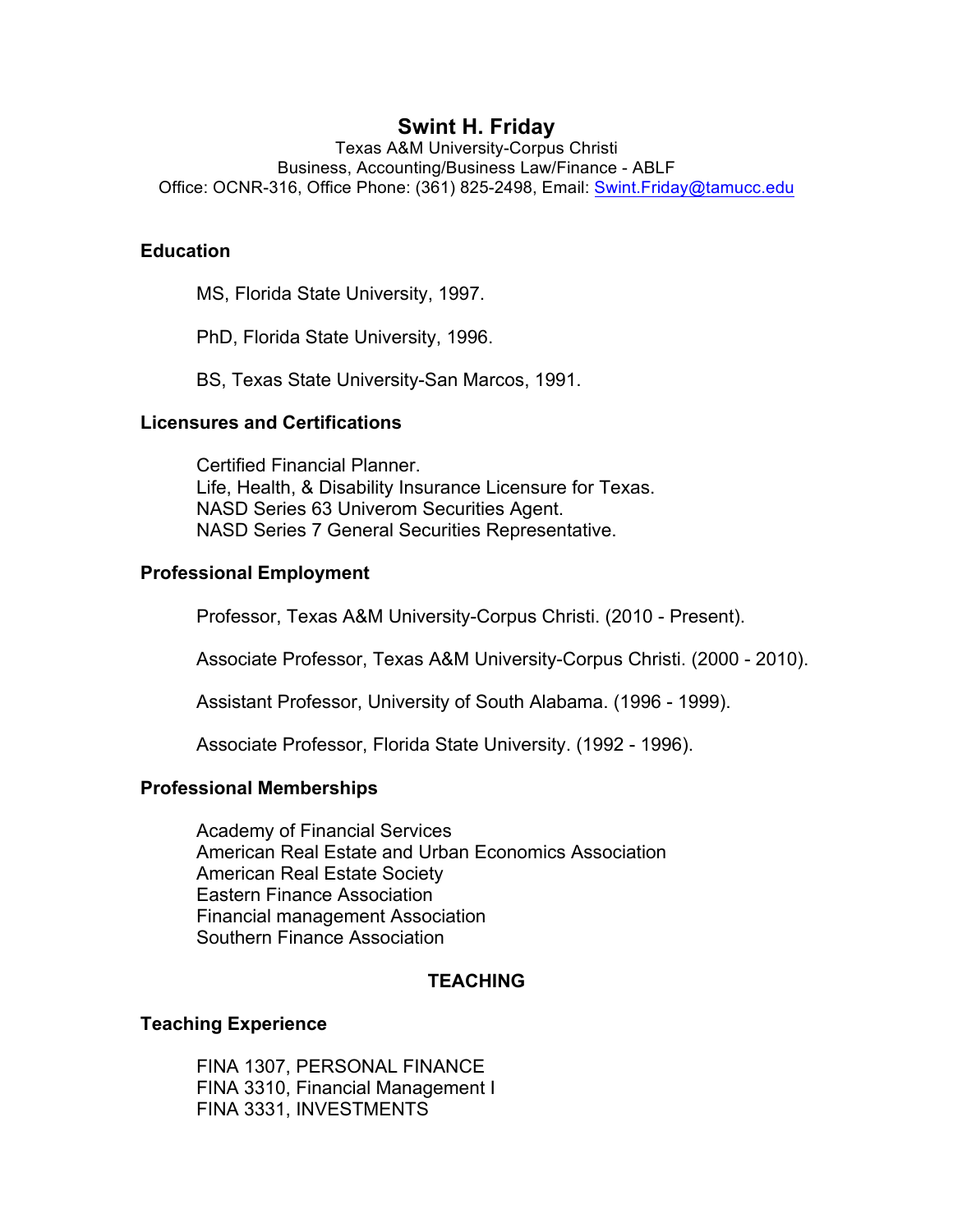# Swint H. Friday

Texas A&M University-Corpus Christi
Business, Accounting/Business Law/Finance - ABLF
Office: OCNR-316, Office Phone: (361) 825-2498, Email: Swint.Friday@tamucc.edu

## Education

MS, Florida State University, 1997.

PhD, Florida State University, 1996.

BS, Texas State University-San Marcos, 1991.

## Licensures and Certifications

Certified Financial Planner.
Life, Health, & Disability Insurance Licensure for Texas.
NASD Series 63 Univerom Securities Agent.
NASD Series 7 General Securities Representative.

## Professional Employment

Professor, Texas A&M University-Corpus Christi. (2010 - Present).

Associate Professor, Texas A&M University-Corpus Christi. (2000 - 2010).

Assistant Professor, University of South Alabama. (1996 - 1999).

Associate Professor, Florida State University. (1992 - 1996).

## Professional Memberships

Academy of Financial Services
American Real Estate and Urban Economics Association
American Real Estate Society
Eastern Finance Association
Financial management Association
Southern Finance Association

## TEACHING

## Teaching Experience

FINA 1307, PERSONAL FINANCE
FINA 3310, Financial Management I
FINA 3331, INVESTMENTS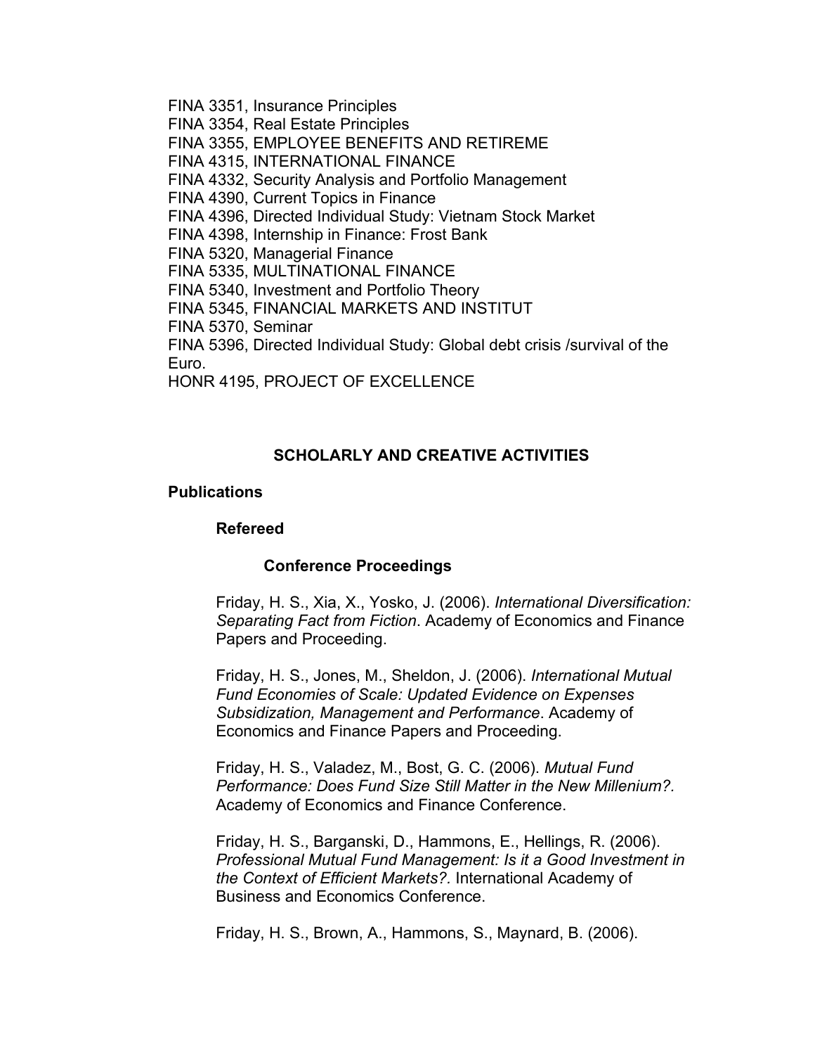FINA 3351, Insurance Principles
FINA 3354, Real Estate Principles
FINA 3355, EMPLOYEE BENEFITS AND RETIREME
FINA 4315, INTERNATIONAL FINANCE
FINA 4332, Security Analysis and Portfolio Management
FINA 4390, Current Topics in Finance
FINA 4396, Directed Individual Study: Vietnam Stock Market
FINA 4398, Internship in Finance: Frost Bank
FINA 5320, Managerial Finance
FINA 5335, MULTINATIONAL FINANCE
FINA 5340, Investment and Portfolio Theory
FINA 5345, FINANCIAL MARKETS AND INSTITUT
FINA 5370, Seminar
FINA 5396, Directed Individual Study: Global debt crisis /survival of the Euro.
HONR 4195, PROJECT OF EXCELLENCE

## SCHOLARLY AND CREATIVE ACTIVITIES

### Publications

#### Refereed

##### Conference Proceedings

Friday, H. S., Xia, X., Yosko, J. (2006). *International Diversification: Separating Fact from Fiction*. Academy of Economics and Finance Papers and Proceeding.

Friday, H. S., Jones, M., Sheldon, J. (2006). *International Mutual Fund Economies of Scale: Updated Evidence on Expenses Subsidization, Management and Performance*. Academy of Economics and Finance Papers and Proceeding.

Friday, H. S., Valadez, M., Bost, G. C. (2006). *Mutual Fund Performance: Does Fund Size Still Matter in the New Millenium?.* Academy of Economics and Finance Conference.

Friday, H. S., Barganski, D., Hammons, E., Hellings, R. (2006). *Professional Mutual Fund Management: Is it a Good Investment in the Context of Efficient Markets?.* International Academy of Business and Economics Conference.

Friday, H. S., Brown, A., Hammons, S., Maynard, B. (2006).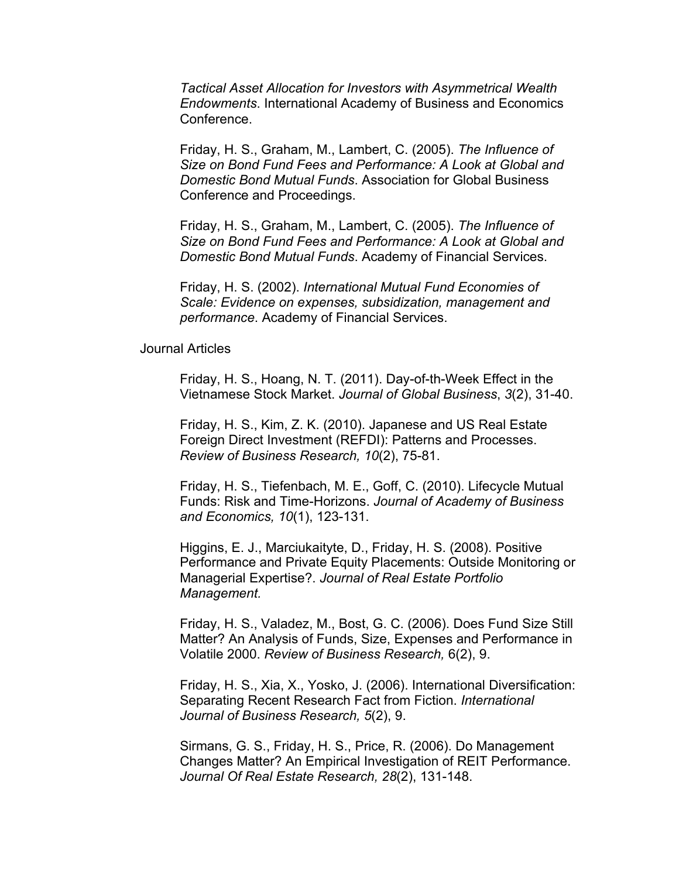*Tactical Asset Allocation for Investors with Asymmetrical Wealth Endowments*. International Academy of Business and Economics Conference.

Friday, H. S., Graham, M., Lambert, C. (2005). *The Influence of Size on Bond Fund Fees and Performance: A Look at Global and Domestic Bond Mutual Funds*. Association for Global Business Conference and Proceedings.

Friday, H. S., Graham, M., Lambert, C. (2005). *The Influence of Size on Bond Fund Fees and Performance: A Look at Global and Domestic Bond Mutual Funds*. Academy of Financial Services.

Friday, H. S. (2002). *International Mutual Fund Economies of Scale: Evidence on expenses, subsidization, management and performance*. Academy of Financial Services.

Journal Articles

Friday, H. S., Hoang, N. T. (2011). Day-of-th-Week Effect in the Vietnamese Stock Market. *Journal of Global Business*, *3*(2), 31-40.

Friday, H. S., Kim, Z. K. (2010). Japanese and US Real Estate Foreign Direct Investment (REFDI): Patterns and Processes. *Review of Business Research, 10*(2), 75-81.

Friday, H. S., Tiefenbach, M. E., Goff, C. (2010). Lifecycle Mutual Funds: Risk and Time-Horizons. *Journal of Academy of Business and Economics, 10*(1), 123-131.

Higgins, E. J., Marciukaityte, D., Friday, H. S. (2008). Positive Performance and Private Equity Placements: Outside Monitoring or Managerial Expertise?. *Journal of Real Estate Portfolio Management.*

Friday, H. S., Valadez, M., Bost, G. C. (2006). Does Fund Size Still Matter? An Analysis of Funds, Size, Expenses and Performance in Volatile 2000. *Review of Business Research,* 6(2), 9.

Friday, H. S., Xia, X., Yosko, J. (2006). International Diversification: Separating Recent Research Fact from Fiction. *International Journal of Business Research, 5*(2), 9.

Sirmans, G. S., Friday, H. S., Price, R. (2006). Do Management Changes Matter? An Empirical Investigation of REIT Performance. *Journal Of Real Estate Research, 28*(2), 131-148.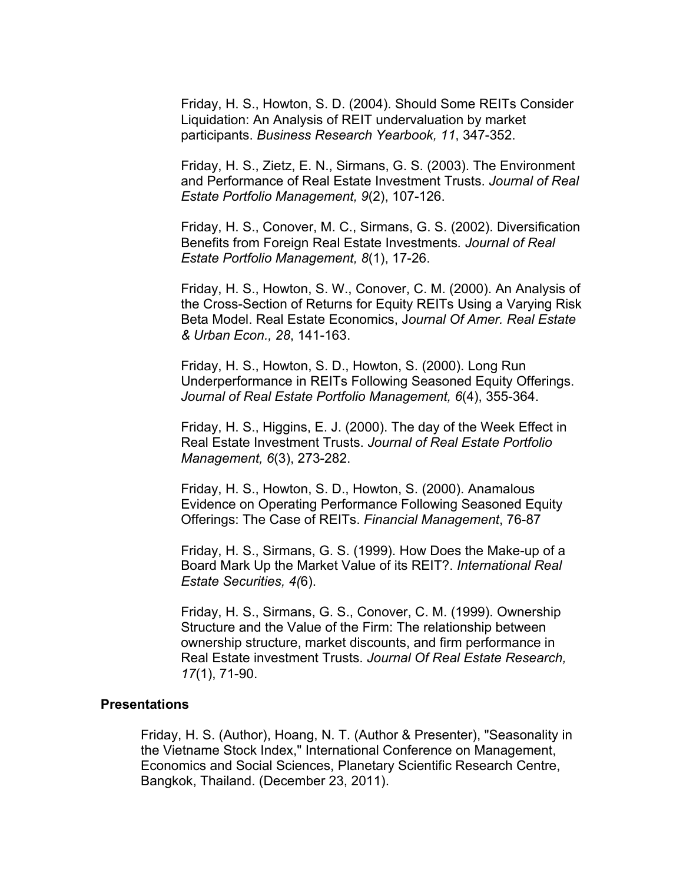Friday, H. S., Howton, S. D. (2004). Should Some REITs Consider Liquidation: An Analysis of REIT undervaluation by market participants. *Business Research Yearbook, 11*, 347-352.

Friday, H. S., Zietz, E. N., Sirmans, G. S. (2003). The Environment and Performance of Real Estate Investment Trusts. *Journal of Real Estate Portfolio Management, 9*(2), 107-126.

Friday, H. S., Conover, M. C., Sirmans, G. S. (2002). Diversification Benefits from Foreign Real Estate Investments. *Journal of Real Estate Portfolio Management, 8*(1), 17-26.

Friday, H. S., Howton, S. W., Conover, C. M. (2000). An Analysis of the Cross-Section of Returns for Equity REITs Using a Varying Risk Beta Model. Real Estate Economics, J*ournal Of Amer. Real Estate & Urban Econ., 28*, 141-163.

Friday, H. S., Howton, S. D., Howton, S. (2000). Long Run Underperformance in REITs Following Seasoned Equity Offerings. *Journal of Real Estate Portfolio Management, 6*(4), 355-364.

Friday, H. S., Higgins, E. J. (2000). The day of the Week Effect in Real Estate Investment Trusts. *Journal of Real Estate Portfolio Management, 6*(3), 273-282.

Friday, H. S., Howton, S. D., Howton, S. (2000). Anamalous Evidence on Operating Performance Following Seasoned Equity Offerings: The Case of REITs. *Financial Management*, 76-87

Friday, H. S., Sirmans, G. S. (1999). How Does the Make-up of a Board Mark Up the Market Value of its REIT?. *International Real Estate Securities, 4(*6).

Friday, H. S., Sirmans, G. S., Conover, C. M. (1999). Ownership Structure and the Value of the Firm: The relationship between ownership structure, market discounts, and firm performance in Real Estate investment Trusts. *Journal Of Real Estate Research, 17*(1), 71-90.

### Presentations

Friday, H. S. (Author), Hoang, N. T. (Author & Presenter), "Seasonality in the Vietname Stock Index," International Conference on Management, Economics and Social Sciences, Planetary Scientific Research Centre, Bangkok, Thailand. (December 23, 2011).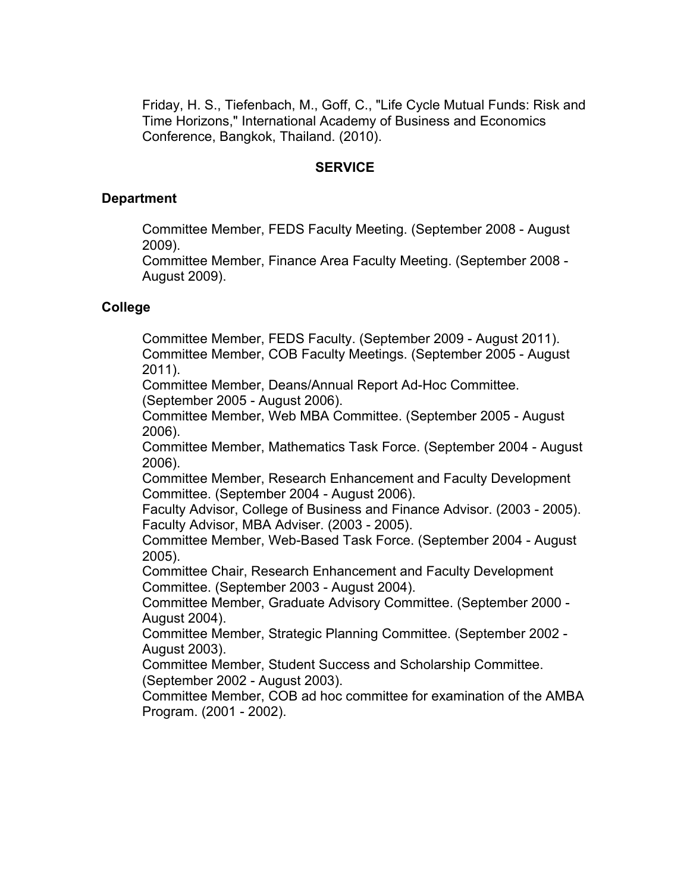Friday, H. S., Tiefenbach, M., Goff, C., "Life Cycle Mutual Funds: Risk and Time Horizons," International Academy of Business and Economics Conference, Bangkok, Thailand. (2010).

## SERVICE

### Department

Committee Member, FEDS Faculty Meeting. (September 2008 - August 2009).
Committee Member, Finance Area Faculty Meeting. (September 2008 - August 2009).

### College

Committee Member, FEDS Faculty. (September 2009 - August 2011).
Committee Member, COB Faculty Meetings. (September 2005 - August 2011).
Committee Member, Deans/Annual Report Ad-Hoc Committee. (September 2005 - August 2006).
Committee Member, Web MBA Committee. (September 2005 - August 2006).
Committee Member, Mathematics Task Force. (September 2004 - August 2006).
Committee Member, Research Enhancement and Faculty Development Committee. (September 2004 - August 2006).
Faculty Advisor, College of Business and Finance Advisor. (2003 - 2005).
Faculty Advisor, MBA Adviser. (2003 - 2005).
Committee Member, Web-Based Task Force. (September 2004 - August 2005).
Committee Chair, Research Enhancement and Faculty Development Committee. (September 2003 - August 2004).
Committee Member, Graduate Advisory Committee. (September 2000 - August 2004).
Committee Member, Strategic Planning Committee. (September 2002 - August 2003).
Committee Member, Student Success and Scholarship Committee. (September 2002 - August 2003).
Committee Member, COB ad hoc committee for examination of the AMBA Program. (2001 - 2002).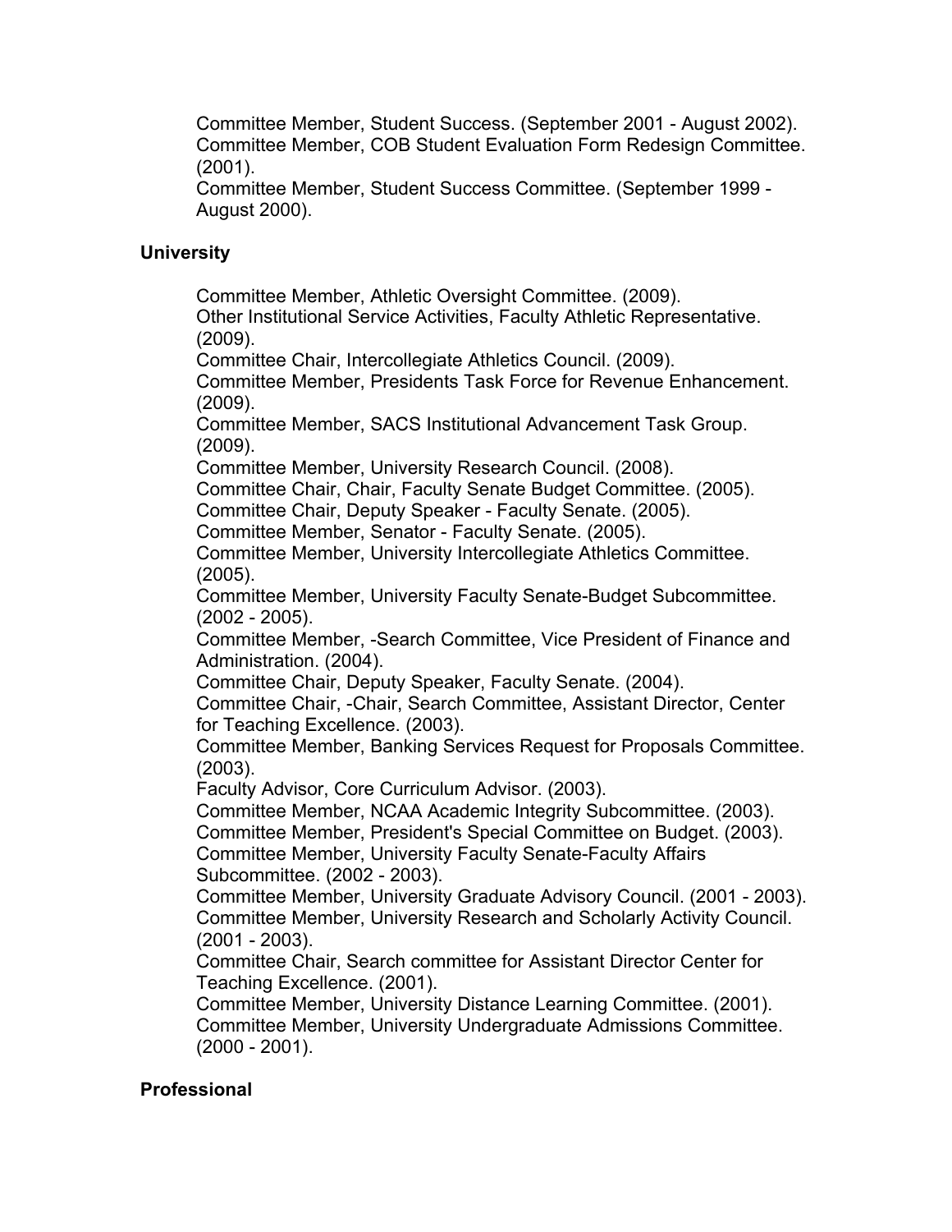Committee Member, Student Success. (September 2001 - August 2002).
Committee Member, COB Student Evaluation Form Redesign Committee. (2001).
Committee Member, Student Success Committee. (September 1999 - August 2000).

## University

Committee Member, Athletic Oversight Committee. (2009).
Other Institutional Service Activities, Faculty Athletic Representative. (2009).
Committee Chair, Intercollegiate Athletics Council. (2009).
Committee Member, Presidents Task Force for Revenue Enhancement. (2009).
Committee Member, SACS Institutional Advancement Task Group. (2009).
Committee Member, University Research Council. (2008).
Committee Chair, Chair, Faculty Senate Budget Committee. (2005).
Committee Chair, Deputy Speaker - Faculty Senate. (2005).
Committee Member, Senator - Faculty Senate. (2005).
Committee Member, University Intercollegiate Athletics Committee. (2005).
Committee Member, University Faculty Senate-Budget Subcommittee. (2002 - 2005).
Committee Member, -Search Committee, Vice President of Finance and Administration. (2004).
Committee Chair, Deputy Speaker, Faculty Senate. (2004).
Committee Chair, -Chair, Search Committee, Assistant Director, Center for Teaching Excellence. (2003).
Committee Member, Banking Services Request for Proposals Committee. (2003).
Faculty Advisor, Core Curriculum Advisor. (2003).
Committee Member, NCAA Academic Integrity Subcommittee. (2003).
Committee Member, President's Special Committee on Budget. (2003).
Committee Member, University Faculty Senate-Faculty Affairs Subcommittee. (2002 - 2003).
Committee Member, University Graduate Advisory Council. (2001 - 2003).
Committee Member, University Research and Scholarly Activity Council. (2001 - 2003).
Committee Chair, Search committee for Assistant Director Center for Teaching Excellence. (2001).
Committee Member, University Distance Learning Committee. (2001).
Committee Member, University Undergraduate Admissions Committee. (2000 - 2001).

## Professional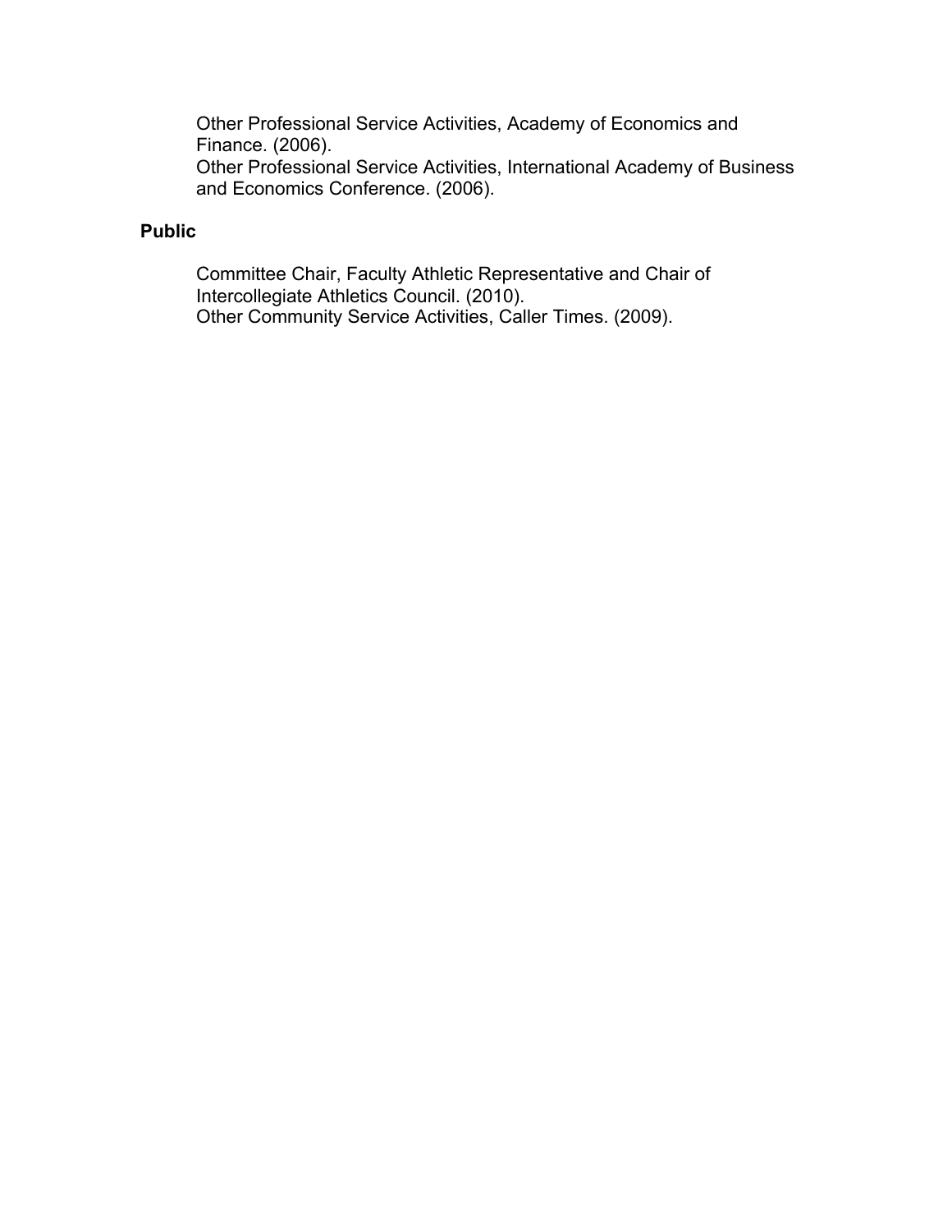Other Professional Service Activities, Academy of Economics and Finance. (2006).

Other Professional Service Activities, International Academy of Business and Economics Conference. (2006).

**Public**

Committee Chair, Faculty Athletic Representative and Chair of Intercollegiate Athletics Council. (2010).

Other Community Service Activities, Caller Times. (2009).